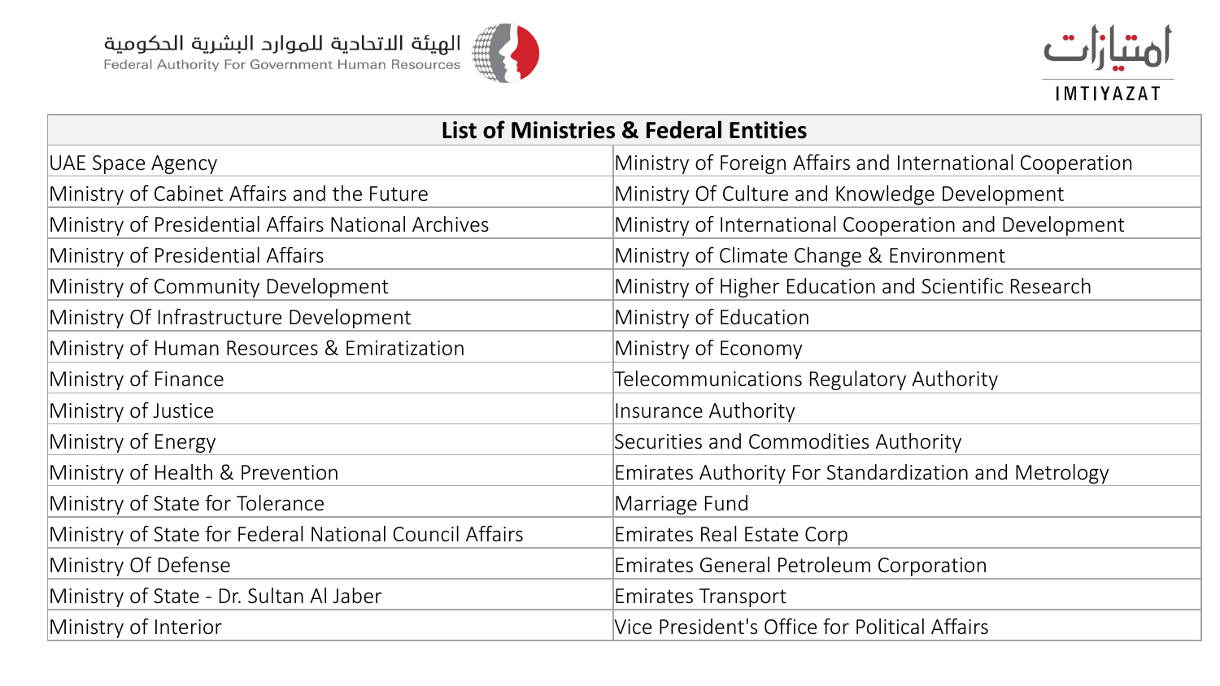الهيئة الاتحادية للموارد البشرية الحكومية
Federal Authority For Government Human Resources

امتيازات
IMTIYAZAT

| List of Ministries & Federal Entities | |
|---|---|
| UAE Space Agency | Ministry of Foreign Affairs and International Cooperation |
| Ministry of Cabinet Affairs and the Future | Ministry Of Culture and Knowledge Development |
| Ministry of Presidential Affairs National Archives | Ministry of International Cooperation and Development |
| Ministry of Presidential Affairs | Ministry of Climate Change & Environment |
| Ministry of Community Development | Ministry of Higher Education and Scientific Research |
| Ministry Of Infrastructure Development | Ministry of Education |
| Ministry of Human Resources & Emiratization | Ministry of Economy |
| Ministry of Finance | Telecommunications Regulatory Authority |
| Ministry of Justice | Insurance Authority |
| Ministry of Energy | Securities and Commodities Authority |
| Ministry of Health & Prevention | Emirates Authority For Standardization and Metrology |
| Ministry of State for Tolerance | Marriage Fund |
| Ministry of State for Federal National Council Affairs | Emirates Real Estate Corp |
| Ministry Of Defense | Emirates General Petroleum Corporation |
| Ministry of State - Dr. Sultan Al Jaber | Emirates Transport |
| Ministry of Interior | Vice President's Office for Political Affairs |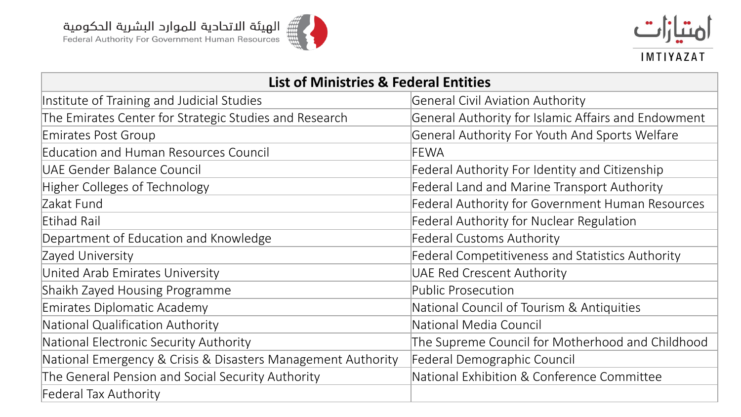الهيئة الاتحادية للموارد البشرية الحكومية
Federal Authority For Government Human Resources

امتيازات
IMTIYAZAT

| List of Ministries & Federal Entities | |
|---|---|
| Institute of Training and Judicial Studies | General Civil Aviation Authority |
| The Emirates Center for Strategic Studies and Research | General Authority for Islamic Affairs and Endowment |
| Emirates Post Group | General Authority For Youth And Sports Welfare |
| Education and Human Resources Council | FEWA |
| UAE Gender Balance Council | Federal Authority For Identity and Citizenship |
| Higher Colleges of Technology | Federal Land and Marine Transport Authority |
| Zakat Fund | Federal Authority for Government Human Resources |
| Etihad Rail | Federal Authority for Nuclear Regulation |
| Department of Education and Knowledge | Federal Customs Authority |
| Zayed University | Federal Competitiveness and Statistics Authority |
| United Arab Emirates University | UAE Red Crescent Authority |
| Shaikh Zayed Housing Programme | Public Prosecution |
| Emirates Diplomatic Academy | National Council of Tourism & Antiquities |
| National Qualification Authority | National Media Council |
| National Electronic Security Authority | The Supreme Council for Motherhood and Childhood |
| National Emergency & Crisis & Disasters Management Authority | Federal Demographic Council |
| The General Pension and Social Security Authority | National Exhibition & Conference Committee |
| Federal Tax Authority | |